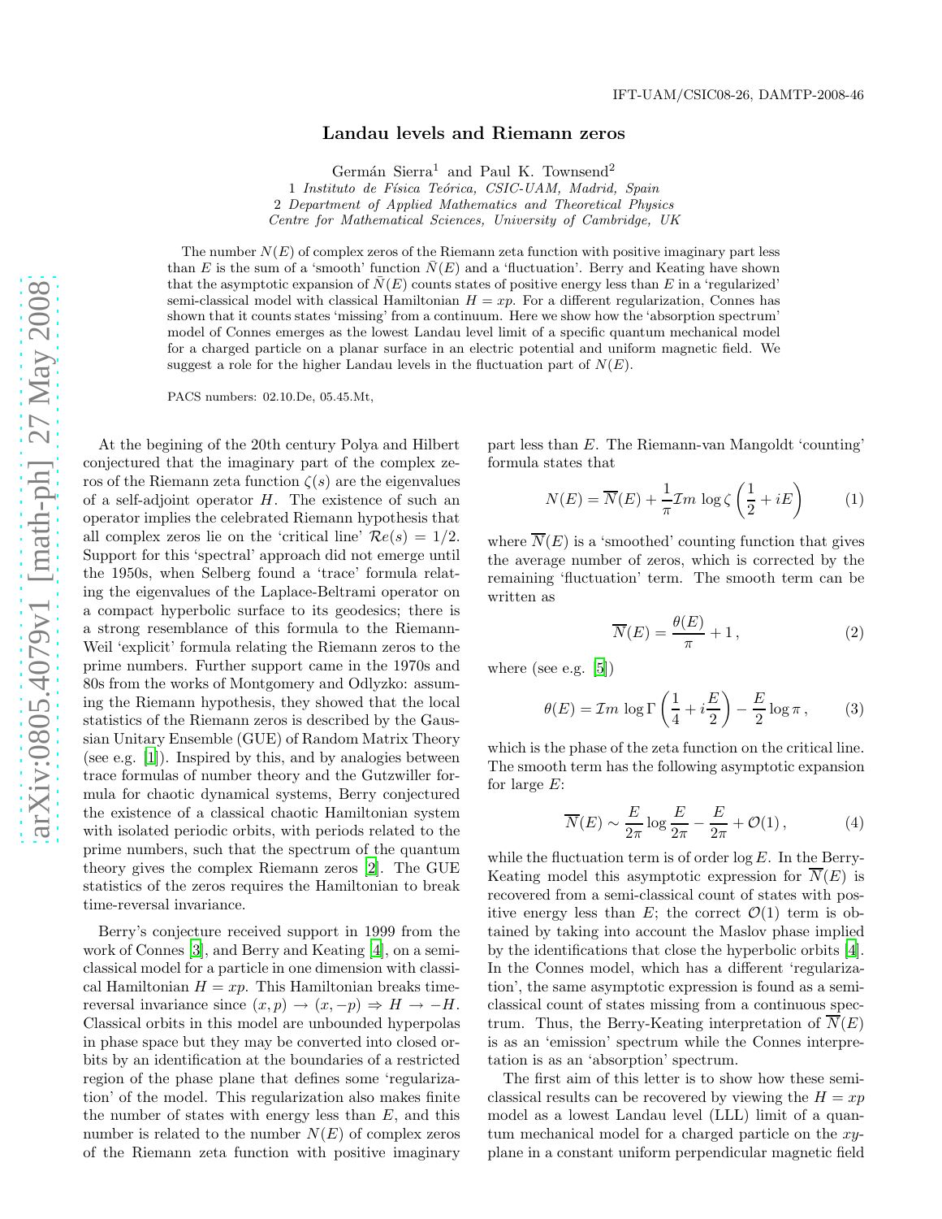IFT-UAM/CSIC08-26, DAMTP-2008-46

# Landau levels and Riemann zeros

Germán Sierra[1] and Paul K. Townsend[2]

1 *Instituto de Física Teórica, CSIC-UAM, Madrid, Spain*
2 *Department of Applied Mathematics and Theoretical Physics*
*Centre for Mathematical Sciences, University of Cambridge, UK*

The number $N(E)$ of complex zeros of the Riemann zeta function with positive imaginary part less than $E$ is the sum of a 'smooth' function $\bar{N}(E)$ and a 'fluctuation'. Berry and Keating have shown that the asymptotic expansion of $\bar{N}(E)$ counts states of positive energy less than $E$ in a 'regularized' semi-classical model with classical Hamiltonian $H = xp$. For a different regularization, Connes has shown that it counts states 'missing' from a continuum. Here we show how the 'absorption spectrum' model of Connes emerges as the lowest Landau level limit of a specific quantum mechanical model for a charged particle on a planar surface in an electric potential and uniform magnetic field. We suggest a role for the higher Landau levels in the fluctuation part of $N(E)$.

PACS numbers: 02.10.De, 05.45.Mt,

At the begining of the 20th century Polya and Hilbert conjectured that the imaginary part of the complex zeros of the Riemann zeta function $\zeta(s)$ are the eigenvalues of a self-adjoint operator $H$. The existence of such an operator implies the celebrated Riemann hypothesis that all complex zeros lie on the 'critical line' $\mathcal{R}e(s) = 1/2$. Support for this 'spectral' approach did not emerge until the 1950s, when Selberg found a 'trace' formula relating the eigenvalues of the Laplace-Beltrami operator on a compact hyperbolic surface to its geodesics; there is a strong resemblance of this formula to the Riemann-Weil 'explicit' formula relating the Riemann zeros to the prime numbers. Further support came in the 1970s and 80s from the works of Montgomery and Odlyzko: assuming the Riemann hypothesis, they showed that the local statistics of the Riemann zeros is described by the Gaussian Unitary Ensemble (GUE) of Random Matrix Theory (see e.g. [1]). Inspired by this, and by analogies between trace formulas of number theory and the Gutzwiller formula for chaotic dynamical systems, Berry conjectured the existence of a classical chaotic Hamiltonian system with isolated periodic orbits, with periods related to the prime numbers, such that the spectrum of the quantum theory gives the complex Riemann zeros [2]. The GUE statistics of the zeros requires the Hamiltonian to break time-reversal invariance.

Berry's conjecture received support in 1999 from the work of Connes [3], and Berry and Keating [4], on a semi-classical model for a particle in one dimension with classical Hamiltonian $H = xp$. This Hamiltonian breaks time-reversal invariance since $(x,p) \to (x,-p) \Rightarrow H \to -H$. Classical orbits in this model are unbounded hyperpolas in phase space but they may be converted into closed orbits by an identification at the boundaries of a restricted region of the phase plane that defines some 'regularization' of the model. This regularization also makes finite the number of states with energy less than $E$, and this number is related to the number $N(E)$ of complex zeros of the Riemann zeta function with positive imaginary part less than $E$. The Riemann-van Mangoldt 'counting' formula states that

$$N(E) = \overline{N}(E) + \frac{1}{\pi}\mathcal{I}m \log \zeta\left(\frac{1}{2} + iE\right) \tag{1}$$

where $\overline{N}(E)$ is a 'smoothed' counting function that gives the average number of zeros, which is corrected by the remaining 'fluctuation' term. The smooth term can be written as

$$\overline{N}(E) = \frac{\theta(E)}{\pi} + 1\,, \tag{2}$$

where (see e.g. [5])

$$\theta(E) = \mathcal{I}m \log \Gamma\left(\frac{1}{4} + i\frac{E}{2}\right) - \frac{E}{2}\log\pi\,, \tag{3}$$

which is the phase of the zeta function on the critical line. The smooth term has the following asymptotic expansion for large $E$:

$$\overline{N}(E) \sim \frac{E}{2\pi}\log\frac{E}{2\pi} - \frac{E}{2\pi} + \mathcal{O}(1)\,, \tag{4}$$

while the fluctuation term is of order $\log E$. In the Berry-Keating model this asymptotic expression for $\overline{N}(E)$ is recovered from a semi-classical count of states with positive energy less than $E$; the correct $\mathcal{O}(1)$ term is obtained by taking into account the Maslov phase implied by the identifications that close the hyperbolic orbits [4]. In the Connes model, which has a different 'regularization', the same asymptotic expression is found as a semi-classical count of states missing from a continuous spectrum. Thus, the Berry-Keating interpretation of $\overline{N}(E)$ is as an 'emission' spectrum while the Connes interpretation is as an 'absorption' spectrum.

The first aim of this letter is to show how these semi-classical results can be recovered by viewing the $H = xp$ model as a lowest Landau level (LLL) limit of a quantum mechanical model for a charged particle on the $xy$-plane in a constant uniform perpendicular magnetic field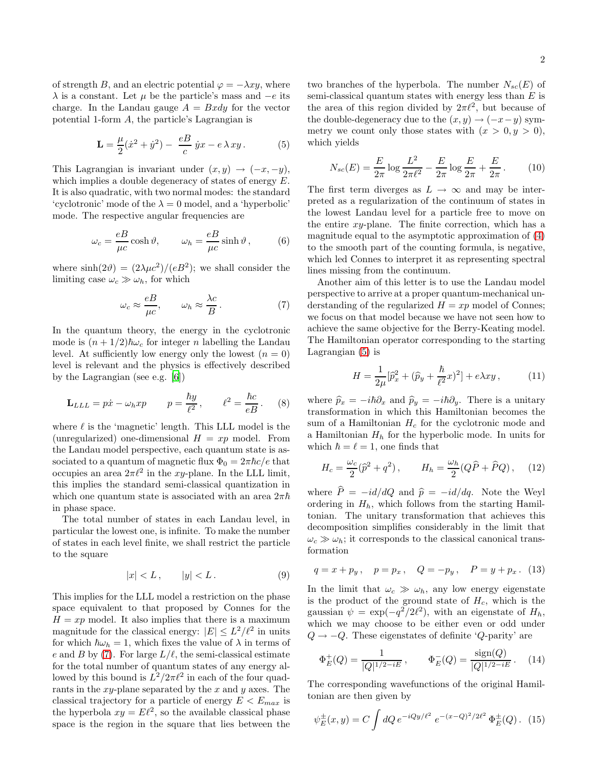of strength $B$, and an electric potential $\varphi = -\lambda xy$, where $\lambda$ is a constant. Let $\mu$ be the particle's mass and $-e$ its charge. In the Landau gauge $A = Bxdy$ for the vector potential 1-form $A$, the particle's Lagrangian is

$$\mathbf{L} = \frac{\mu}{2}(\dot{x}^2 + \dot{y}^2) - \frac{eB}{c}\,\dot{y}x - e\,\lambda\,xy\,. \tag{5}$$

This Lagrangian is invariant under $(x, y) \to (-x, -y)$, which implies a double degeneracy of states of energy $E$. It is also quadratic, with two normal modes: the standard 'cyclotronic' mode of the $\lambda = 0$ model, and a 'hyperbolic' mode. The respective angular frequencies are

$$\omega_c = \frac{eB}{\mu c}\cosh\vartheta, \qquad \omega_h = \frac{eB}{\mu c}\sinh\vartheta\,, \tag{6}$$

where $\sinh(2\vartheta) = (2\lambda\mu c^2)/(eB^2)$; we shall consider the limiting case $\omega_c \gg \omega_h$, for which

$$\omega_c \approx \frac{eB}{\mu c}, \qquad \omega_h \approx \frac{\lambda c}{B}\,. \tag{7}$$

In the quantum theory, the energy in the cyclotronic mode is $(n + 1/2)\hbar\omega_c$ for integer $n$ labelling the Landau level. At sufficiently low energy only the lowest ($n = 0$) level is relevant and the physics is effectively described by the Lagrangian (see e.g. [6])

$$\mathbf{L}_{LLL} = p\dot{x} - \omega_h xp \qquad p = \frac{\hbar y}{\ell^2}\,, \qquad \ell^2 = \frac{\hbar c}{eB}\,. \tag{8}$$

where $\ell$ is the 'magnetic' length. This LLL model is the (unregularized) one-dimensional $H = xp$ model. From the Landau model perspective, each quantum state is associated to a quantum of magnetic flux $\Phi_0 = 2\pi\hbar c/e$ that occupies an area $2\pi\ell^2$ in the $xy$-plane. In the LLL limit, this implies the standard semi-classical quantization in which one quantum state is associated with an area $2\pi\hbar$ in phase space.

The total number of states in each Landau level, in particular the lowest one, is infinite. To make the number of states in each level finite, we shall restrict the particle to the square

$$|x| < L\,, \qquad |y| < L\,. \tag{9}$$

This implies for the LLL model a restriction on the phase space equivalent to that proposed by Connes for the $H = xp$ model. It also implies that there is a maximum magnitude for the classical energy: $|E| \le L^2/\ell^2$ in units for which $\hbar\omega_h = 1$, which fixes the value of $\lambda$ in terms of $e$ and $B$ by (7). For large $L/\ell$, the semi-classical estimate for the total number of quantum states of any energy allowed by this bound is $L^2/2\pi\ell^2$ in each of the four quadrants in the $xy$-plane separated by the $x$ and $y$ axes. The classical trajectory for a particle of energy $E < E_{max}$ is the hyperbola $xy = E\ell^2$, so the available classical phase space is the region in the square that lies between the two branches of the hyperbola. The number $N_{sc}(E)$ of semi-classical quantum states with energy less than $E$ is the area of this region divided by $2\pi\ell^2$, but because of the double-degeneracy due to the $(x, y) \to (-x - y)$ symmetry we count only those states with $(x > 0, y > 0)$, which yields

$$N_{sc}(E) = \frac{E}{2\pi}\log\frac{L^2}{2\pi\ell^2} - \frac{E}{2\pi}\log\frac{E}{2\pi} + \frac{E}{2\pi}\,. \tag{10}$$

The first term diverges as $L \to \infty$ and may be interpreted as a regularization of the continuum of states in the lowest Landau level for a particle free to move on the entire $xy$-plane. The finite correction, which has a magnitude equal to the asymptotic approximation of (4) to the smooth part of the counting formula, is negative, which led Connes to interpret it as representing spectral lines missing from the continuum.

Another aim of this letter is to use the Landau model perspective to arrive at a proper quantum-mechanical understanding of the regularized $H = xp$ model of Connes; we focus on that model because we have not seen how to achieve the same objective for the Berry-Keating model. The Hamiltonian operator corresponding to the starting Lagrangian (5) is

$$H = \frac{1}{2\mu}[\hat{p}_x^2 + (\hat{p}_y + \frac{\hbar}{\ell^2}x)^2] + e\lambda xy\,, \tag{11}$$

where $\hat{p}_x = -i\hbar\partial_x$ and $\hat{p}_y = -i\hbar\partial_y$. There is a unitary transformation in which this Hamiltonian becomes the sum of a Hamiltonian $H_c$ for the cyclotronic mode and a Hamiltonian $H_h$ for the hyperbolic mode. In units for which $\hbar = \ell = 1$, one finds that

$$H_c = \frac{\omega_c}{2}(\hat{p}^2 + q^2)\,, \qquad H_h = \frac{\omega_h}{2}(Q\hat{P} + \hat{P}Q)\,, \tag{12}$$

where $\hat{P} = -id/dQ$ and $\hat{p} = -id/dq$. Note the Weyl ordering in $H_h$, which follows from the starting Hamiltonian. The unitary transformation that achieves this decomposition simplifies considerably in the limit that $\omega_c \gg \omega_h$; it corresponds to the classical canonical transformation

$$q = x + p_y\,, \quad p = p_x\,, \quad Q = -p_y\,, \quad P = y + p_x\,. \tag{13}$$

In the limit that $\omega_c \gg \omega_h$, any low energy eigenstate is the product of the ground state of $H_c$, which is the gaussian $\psi = \exp(-q^2/2\ell^2)$, with an eigenstate of $H_h$, which we may choose to be either even or odd under $Q \to -Q$. These eigenstates of definite '$Q$-parity' are

$$\Phi_E^+(Q) = \frac{1}{|Q|^{1/2-iE}}\,, \qquad \Phi_E^-(Q) = \frac{\mathrm{sign}(Q)}{|Q|^{1/2-iE}}\,. \tag{14}$$

The corresponding wavefunctions of the original Hamiltonian are then given by

$$\psi_E^{\pm}(x, y) = C\int dQ\, e^{-iQy/\ell^2}\, e^{-(x-Q)^2/2\ell^2}\,\Phi_E^{\pm}(Q)\,. \tag{15}$$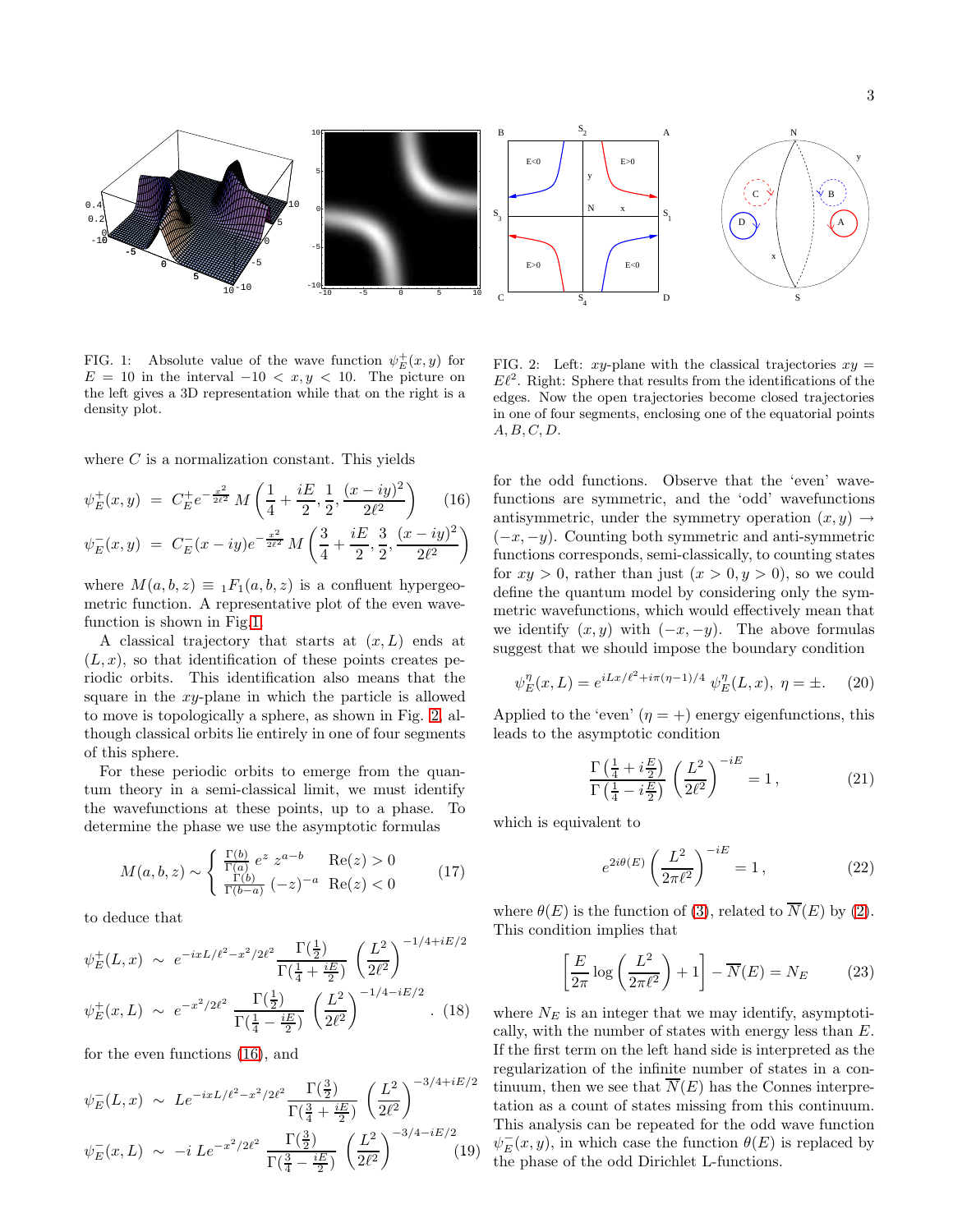FIG. 1: Absolute value of the wave function $\psi_E^+(x,y)$ for $E = 10$ in the interval $-10 < x, y < 10$. The picture on the left gives a 3D representation while that on the right is a density plot.

FIG. 2: Left: $xy$-plane with the classical trajectories $xy = E\ell^2$. Right: Sphere that results from the identifications of the edges. Now the open trajectories become closed trajectories in one of four segments, enclosing one of the equatorial points $A, B, C, D$.

where $C$ is a normalization constant. This yields

$$\psi_E^+(x,y) = C_E^+ e^{-\frac{x^2}{2\ell^2}} M\left(\frac{1}{4}+\frac{iE}{2}, \frac{1}{2}, \frac{(x-iy)^2}{2\ell^2}\right) \quad (16)$$

$$\psi_E^-(x,y) = C_E^- (x-iy) e^{-\frac{x^2}{2\ell^2}} M\left(\frac{3}{4}+\frac{iE}{2}, \frac{3}{2}, \frac{(x-iy)^2}{2\ell^2}\right)$$

where $M(a,b,z) \equiv {}_1F_1(a,b,z)$ is a confluent hypergeometric function. A representative plot of the even wavefunction is shown in Fig.1.

A classical trajectory that starts at $(x, L)$ ends at $(L, x)$, so that identification of these points creates periodic orbits. This identification also means that the square in the $xy$-plane in which the particle is allowed to move is topologically a sphere, as shown in Fig. 2, although classical orbits lie entirely in one of four segments of this sphere.

For these periodic orbits to emerge from the quantum theory in a semi-classical limit, we must identify the wavefunctions at these points, up to a phase. To determine the phase we use the asymptotic formulas

$$M(a,b,z) \sim \begin{cases} \frac{\Gamma(b)}{\Gamma(a)}\, e^z\, z^{a-b} & \mathrm{Re}(z) > 0 \\ \frac{\Gamma(b)}{\Gamma(b-a)}\, (-z)^{-a} & \mathrm{Re}(z) < 0 \end{cases} \quad (17)$$

to deduce that

$$\psi_E^+(L,x) \sim e^{-ixL/\ell^2 - x^2/2\ell^2} \frac{\Gamma(\frac{1}{2})}{\Gamma(\frac{1}{4}+\frac{iE}{2})} \left(\frac{L^2}{2\ell^2}\right)^{-1/4+iE/2}$$

$$\psi_E^+(x,L) \sim e^{-x^2/2\ell^2} \frac{\Gamma(\frac{1}{2})}{\Gamma(\frac{1}{4}-\frac{iE}{2})} \left(\frac{L^2}{2\ell^2}\right)^{-1/4-iE/2}. \quad (18)$$

for the even functions (16), and

$$\psi_E^-(L,x) \sim L e^{-ixL/\ell^2 - x^2/2\ell^2} \frac{\Gamma(\frac{3}{2})}{\Gamma(\frac{3}{4}+\frac{iE}{2})} \left(\frac{L^2}{2\ell^2}\right)^{-3/4+iE/2}$$

$$\psi_E^-(x,L) \sim -i\, L e^{-x^2/2\ell^2} \frac{\Gamma(\frac{3}{2})}{\Gamma(\frac{3}{4}-\frac{iE}{2})} \left(\frac{L^2}{2\ell^2}\right)^{-3/4-iE/2} \quad (19)$$

for the odd functions. Observe that the 'even' wavefunctions are symmetric, and the 'odd' wavefunctions antisymmetric, under the symmetry operation $(x,y) \to (-x,-y)$. Counting both symmetric and anti-symmetric functions corresponds, semi-classically, to counting states for $xy > 0$, rather than just $(x > 0, y > 0)$, so we could define the quantum model by considering only the symmetric wavefunctions, which would effectively mean that we identify $(x,y)$ with $(-x,-y)$. The above formulas suggest that we should impose the boundary condition

$$\psi_E^\eta(x,L) = e^{iLx/\ell^2 + i\pi(\eta-1)/4}\, \psi_E^\eta(L,x), \ \eta = \pm. \quad (20)$$

Applied to the 'even' $(\eta = +)$ energy eigenfunctions, this leads to the asymptotic condition

$$\frac{\Gamma\left(\frac{1}{4}+i\frac{E}{2}\right)}{\Gamma\left(\frac{1}{4}-i\frac{E}{2}\right)} \left(\frac{L^2}{2\ell^2}\right)^{-iE} = 1\,, \quad (21)$$

which is equivalent to

$$e^{2i\theta(E)} \left(\frac{L^2}{2\pi\ell^2}\right)^{-iE} = 1\,, \quad (22)$$

where $\theta(E)$ is the function of (3), related to $\overline{N}(E)$ by (2). This condition implies that

$$\left[\frac{E}{2\pi}\log\left(\frac{L^2}{2\pi\ell^2}\right) + 1\right] - \overline{N}(E) = N_E \quad (23)$$

where $N_E$ is an integer that we may identify, asymptotically, with the number of states with energy less than $E$. If the first term on the left hand side is interpreted as the regularization of the infinite number of states in a continuum, then we see that $\overline{N}(E)$ has the Connes interpretation as a count of states missing from this continuum. This analysis can be repeated for the odd wave function $\psi_E^-(x,y)$, in which case the function $\theta(E)$ is replaced by the phase of the odd Dirichlet L-functions.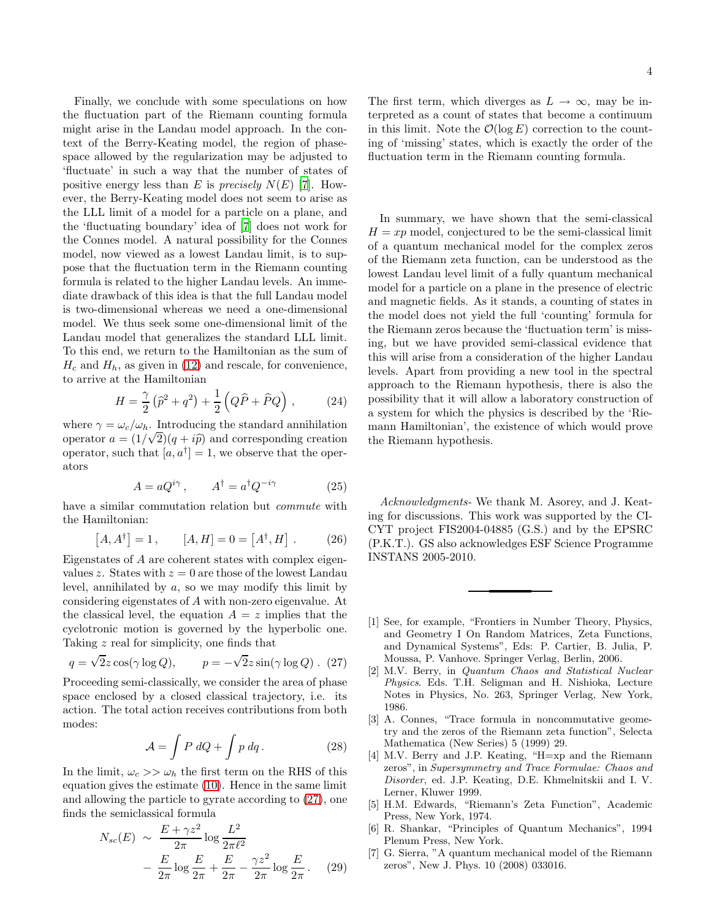Finally, we conclude with some speculations on how the fluctuation part of the Riemann counting formula might arise in the Landau model approach. In the context of the Berry-Keating model, the region of phase-space allowed by the regularization may be adjusted to 'fluctuate' in such a way that the number of states of positive energy less than $E$ is *precisely* $N(E)$ [7]. However, the Berry-Keating model does not seem to arise as the LLL limit of a model for a particle on a plane, and the 'fluctuating boundary' idea of [7] does not work for the Connes model. A natural possibility for the Connes model, now viewed as a lowest Landau limit, is to suppose that the fluctuation term in the Riemann counting formula is related to the higher Landau levels. An immediate drawback of this idea is that the full Landau model is two-dimensional whereas we need a one-dimensional model. We thus seek some one-dimensional limit of the Landau model that generalizes the standard LLL limit. To this end, we return to the Hamiltonian as the sum of $H_c$ and $H_h$, as given in (12) and rescale, for convenience, to arrive at the Hamiltonian

$$H = \frac{\gamma}{2}\left(\widehat{p}^2 + q^2\right) + \frac{1}{2}\left(Q\widehat{P} + \widehat{P}Q\right), \tag{24}$$

where $\gamma = \omega_c/\omega_h$. Introducing the standard annihilation operator $a = (1/\sqrt{2})(q + i\widehat{p})$ and corresponding creation operator, such that $[a, a^\dagger] = 1$, we observe that the operators

$$A = aQ^{i\gamma}, \qquad A^\dagger = a^\dagger Q^{-i\gamma} \tag{25}$$

have a similar commutation relation but *commute* with the Hamiltonian:

$$\left[A, A^\dagger\right] = 1, \qquad [A, H] = 0 = \left[A^\dagger, H\right]. \tag{26}$$

Eigenstates of $A$ are coherent states with complex eigenvalues $z$. States with $z = 0$ are those of the lowest Landau level, annihilated by $a$, so we may modify this limit by considering eigenstates of $A$ with non-zero eigenvalue. At the classical level, the equation $A = z$ implies that the cyclotronic motion is governed by the hyperbolic one. Taking $z$ real for simplicity, one finds that

$$q = \sqrt{2}z\cos(\gamma\log Q), \qquad p = -\sqrt{2}z\sin(\gamma\log Q). \tag{27}$$

Proceeding semi-classically, we consider the area of phase space enclosed by a closed classical trajectory, i.e. its action. The total action receives contributions from both modes:

$$\mathcal{A} = \int P\, dQ + \int p\, dq. \tag{28}$$

In the limit, $\omega_c >> \omega_h$ the first term on the RHS of this equation gives the estimate (10). Hence in the same limit and allowing the particle to gyrate according to (27), one finds the semiclassical formula

$$N_{sc}(E) \sim \frac{E + \gamma z^2}{2\pi}\log\frac{L^2}{2\pi\ell^2} - \frac{E}{2\pi}\log\frac{E}{2\pi} + \frac{E}{2\pi} - \frac{\gamma z^2}{2\pi}\log\frac{E}{2\pi}. \tag{29}$$

The first term, which diverges as $L \to \infty$, may be interpreted as a count of states that become a continuum in this limit. Note the $\mathcal{O}(\log E)$ correction to the counting of 'missing' states, which is exactly the order of the fluctuation term in the Riemann counting formula.

In summary, we have shown that the semi-classical $H = xp$ model, conjectured to be the semi-classical limit of a quantum mechanical model for the complex zeros of the Riemann zeta function, can be understood as the lowest Landau level limit of a fully quantum mechanical model for a particle on a plane in the presence of electric and magnetic fields. As it stands, a counting of states in the model does not yield the full 'counting' formula for the Riemann zeros because the 'fluctuation term' is missing, but we have provided semi-classical evidence that this will arise from a consideration of the higher Landau levels. Apart from providing a new tool in the spectral approach to the Riemann hypothesis, there is also the possibility that it will allow a laboratory construction of a system for which the physics is described by the 'Riemann Hamiltonian', the existence of which would prove the Riemann hypothesis.

*Acknowledgments*- We thank M. Asorey, and J. Keating for discussions. This work was supported by the CICYT project FIS2004-04885 (G.S.) and by the EPSRC (P.K.T.). GS also acknowledges ESF Science Programme INSTANS 2005-2010.

---

[1] See, for example, "Frontiers in Number Theory, Physics, and Geometry I On Random Matrices, Zeta Functions, and Dynamical Systems", Eds: P. Cartier, B. Julia, P. Moussa, P. Vanhove. Springer Verlag, Berlin, 2006.

[2] M.V. Berry, in *Quantum Chaos and Statistical Nuclear Physics*. Eds. T.H. Seligman and H. Nishioka, Lecture Notes in Physics, No. 263, Springer Verlag, New York, 1986.

[3] A. Connes, "Trace formula in noncommutative geometry and the zeros of the Riemann zeta function", Selecta Mathematica (New Series) 5 (1999) 29.

[4] M.V. Berry and J.P. Keating, "H=xp and the Riemann zeros", in *Supersymmetry and Trace Formulae: Chaos and Disorder*, ed. J.P. Keating, D.E. Khmelnitskii and I. V. Lerner, Kluwer 1999.

[5] H.M. Edwards, "Riemann's Zeta Function", Academic Press, New York, 1974.

[6] R. Shankar, "Principles of Quantum Mechanics", 1994 Plenum Press, New York.

[7] G. Sierra, "A quantum mechanical model of the Riemann zeros", New J. Phys. 10 (2008) 033016.